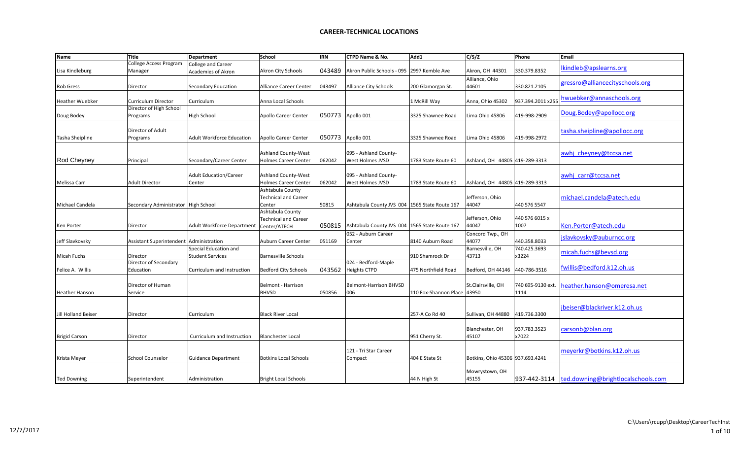# CAREER-TECHNICAL LOCATIONS

| Name | Title | Department | School | IRN | CTPD Name & No. | Add1 | C/S/Z | Phone | Email |
|---|---|---|---|---|---|---|---|---|---|
| Lisa Kindleburg | College Access Program Manager | College and Career Academies of Akron | Akron City Schools | 043489 | Akron Public Schools - 095 | 2997 Kemble Ave | Akron, OH 44301 | 330.379.8352 | lkindleb@apslearns.org |
| Rob Gress | Director | Secondary Education | Alliance Career Center | 043497 | Alliance City Schools | 200 Glamorgan St. | Alliance, Ohio 44601 | 330.821.2105 | gressro@alliancecityschools.org |
| Heather Wuebker | Curriculum Director | Curriculum | Anna Local Schools | | | 1 McRill Way | Anna, Ohio 45302 | 937.394.2011 x255 | hwuebker@annaschools.org |
| Doug Bodey | Director of High School Programs | High School | Apollo Career Center | 050773 | Apollo 001 | 3325 Shawnee Road | Lima Ohio 45806 | 419-998-2909 | Doug.Bodey@apollocc.org |
| Tasha Sheipline | Director of Adult Programs | Adult Workforce Education | Apollo Career Center | 050773 | Apollo 001 | 3325 Shawnee Road | Lima Ohio 45806 | 419-998-2972 | tasha.sheipline@apollocc.org |
| Rod Cheyney | Principal | Secondary/Career Center | Ashland County-West Holmes Career Center | 062042 | 095 - Ashland County-West Holmes JVSD | 1783 State Route 60 | Ashland, OH 44805 | 419-289-3313 | awhj_cheyney@tccsa.net |
| Melissa Carr | Adult Director | Adult Education/Career Center | Ashland County-West Holmes Career Center | 062042 | 095 - Ashland County-West Holmes JVSD | 1783 State Route 60 | Ashland, OH 44805 | 419-289-3313 | awhj_carr@tccsa.net |
| Michael Candela | Secondary Administrator | High School | Ashtabula County Technical and Career Center | 50815 | Ashtabula County JVS 004 | 1565 State Route 167 | Jefferson, Ohio 44047 | 440 576 5547 | michael.candela@atech.edu |
| Ken Porter | Director | Adult Workforce Department | Ashtabula County Technical and Career Center/ATECH | 050815 | Ashtabula County JVS 004 | 1565 State Route 167 | Jefferson, Ohio 44047 | 440 576 6015 x 1007 | Ken.Porter@atech.edu |
| Jeff Slavkovsky | Assistant Superintendent | Administration | Auburn Career Center | 051169 | 052 - Auburn Career Center | 8140 Auburn Road | Concord Twp., OH 44077 | 440.358.8033 | jslavkovsky@auburncc.org |
| Micah Fuchs | Director | Special Education and Student Services | Barnesville Schools | | | 910 Shamrock Dr | Barnesville, OH 43713 | 740.425.3693 x3224 | micah.fuchs@bevsd.org |
| Felice A. Willis | Director of Secondary Education | Curriculum and Instruction | Bedford City Schools | 043562 | 024 - Bedford-Maple Heights CTPD | 475 Northfield Road | Bedford, OH 44146 | 440-786-3516 | fwillis@bedford.k12.oh.us |
| Heather Hanson | Director of Human Service | | Belmont - Harrison BHVSD | 050856 | Belmont-Harrison BHVSD 006 | 110 Fox-Shannon Place | St.Clairsville, OH 43950 | 740 695-9130 ext. 1114 | heather.hanson@omeresa.net |
| Jill Holland Beiser | Director | Curriculum | Black River Local | | | 257-A Co Rd 40 | Sullivan, OH 44880 | 419.736.3300 | jbeiser@blackriver.k12.oh.us |
| Brigid Carson | Director | Curriculum and Instruction | Blanchester Local | | | 951 Cherry St. | Blanchester, OH 45107 | 937.783.3523 x7022 | carsonb@blan.org |
| Krista Meyer | School Counselor | Guidance Department | Botkins Local Schools | | 121 - Tri Star Career Compact | 404 E State St | Botkins, Ohio 45306 | 937.693.4241 | meyerkr@botkins.k12.oh.us |
| Ted Downing | Superintendent | Administration | Bright Local Schools | | | 44 N High St | Mowrystown, OH 45155 | 937-442-3114 | ted.downing@brightlocalschools.com |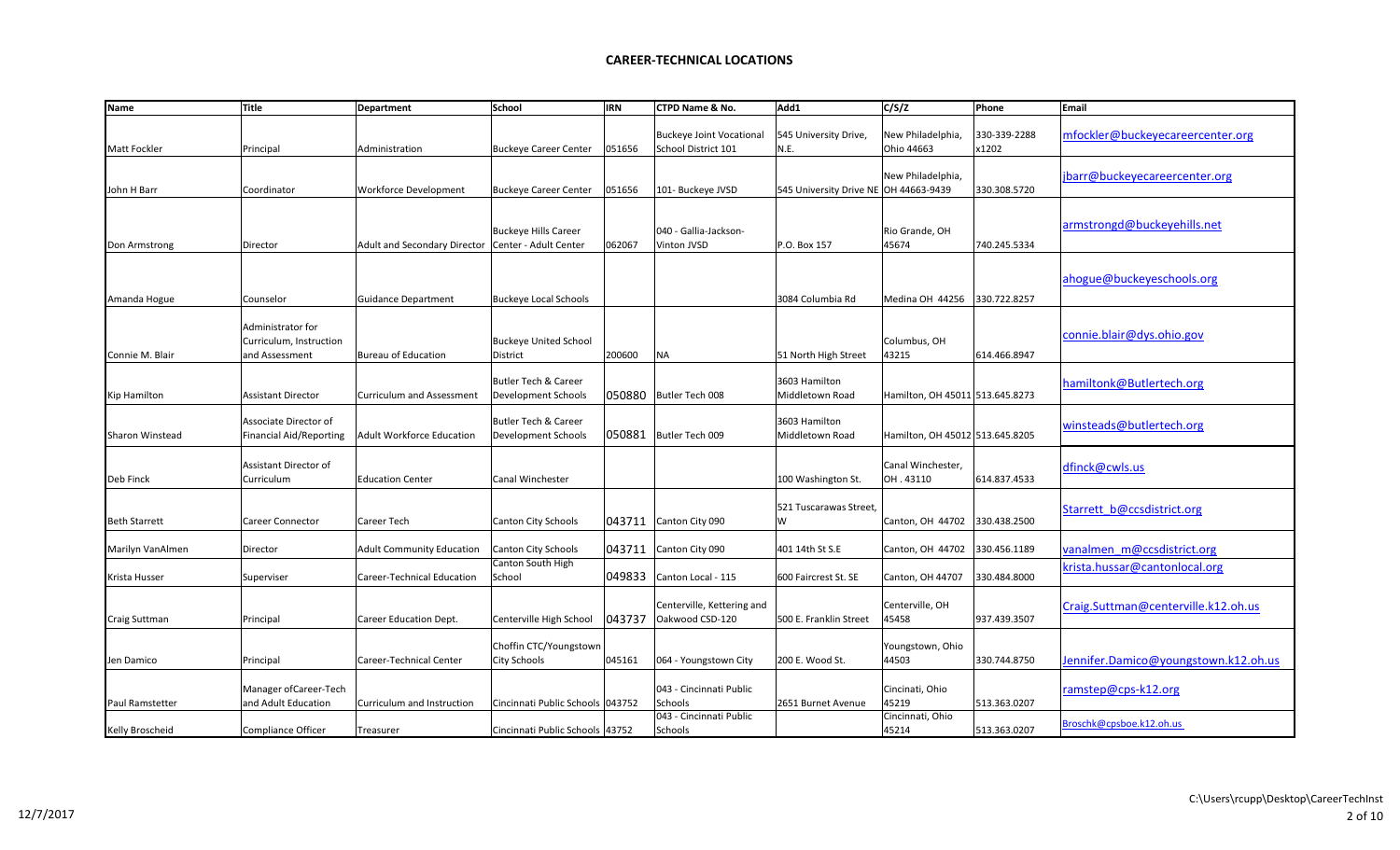## CAREER-TECHNICAL LOCATIONS

| Name | Title | Department | School | IRN | CTPD Name & No. | Add1 | C/S/Z | Phone | Email |
|---|---|---|---|---|---|---|---|---|---|
| Matt Fockler | Principal | Administration | Buckeye Career Center | 051656 | Buckeye Joint Vocational School District 101 | 545 University Drive, N.E. | New Philadelphia, Ohio 44663 | 330-339-2288 x1202 | mfockler@buckeyecareercenter.org |
| John H Barr | Coordinator | Workforce Development | Buckeye Career Center | 051656 | 101- Buckeye JVSD | 545 University Drive NE | New Philadelphia, OH 44663-9439 | 330.308.5720 | jbarr@buckeyecareercenter.org |
| Don Armstrong | Director | Adult and Secondary Director | Buckeye Hills Career Center - Adult Center | 062067 | 040 - Gallia-Jackson-Vinton JVSD | P.O. Box 157 | Rio Grande, OH 45674 | 740.245.5334 | armstrongd@buckeyehills.net |
| Amanda Hogue | Counselor | Guidance Department | Buckeye Local Schools | | | 3084 Columbia Rd | Medina OH 44256 | 330.722.8257 | ahogue@buckeyeschools.org |
| Connie M. Blair | Administrator for Curriculum, Instruction and Assessment | Bureau of Education | Buckeye United School District | 200600 | NA | 51 North High Street | Columbus, OH 43215 | 614.466.8947 | connie.blair@dys.ohio.gov |
| Kip Hamilton | Assistant Director | Curriculum and Assessment | Butler Tech & Career Development Schools | 050880 | Butler Tech 008 | 3603 Hamilton Middletown Road | Hamilton, OH 45011 | 513.645.8273 | hamiltonk@Butlertech.org |
| Sharon Winstead | Associate Director of Financial Aid/Reporting | Adult Workforce Education | Butler Tech & Career Development Schools | 050881 | Butler Tech 009 | 3603 Hamilton Middletown Road | Hamilton, OH 45012 | 513.645.8205 | winsteads@butlertech.org |
| Deb Finck | Assistant Director of Curriculum | Education Center | Canal Winchester | | | 100 Washington St. | Canal Winchester, OH . 43110 | 614.837.4533 | dfinck@cwls.us |
| Beth Starrett | Career Connector | Career Tech | Canton City Schools | 043711 | Canton City 090 | 521 Tuscarawas Street, W | Canton, OH 44702 | 330.438.2500 | Starrett_b@ccsdistrict.org |
| Marilyn VanAlmen | Director | Adult Community Education | Canton City Schools | 043711 | Canton City 090 | 401 14th St S.E | Canton, OH 44702 | 330.456.1189 | vanalmen_m@ccsdistrict.org |
| Krista Husser | Superviser | Career-Technical Education | Canton South High School | 049833 | Canton Local - 115 | 600 Faircrest St. SE | Canton, OH 44707 | 330.484.8000 | krista.hussar@cantonlocal.org |
| Craig Suttman | Principal | Career Education Dept. | Centerville High School | 043737 | Centerville, Kettering and Oakwood CSD-120 | 500 E. Franklin Street | Centerville, OH 45458 | 937.439.3507 | Craig.Suttman@centerville.k12.oh.us |
| Jen Damico | Principal | Career-Technical Center | Choffin CTC/Youngstown City Schools | 045161 | 064 - Youngstown City | 200 E. Wood St. | Youngstown, Ohio 44503 | 330.744.8750 | Jennifer.Damico@youngstown.k12.oh.us |
| Paul Ramstetter | Manager ofCareer-Tech and Adult Education | Curriculum and Instruction | Cincinnati Public Schools | 043752 | 043 - Cincinnati Public Schools | 2651 Burnet Avenue | Cincinati, Ohio 45219 | 513.363.0207 | ramstep@cps-k12.org |
| Kelly Broscheid | Compliance Officer | Treasurer | Cincinnati Public Schools | 43752 | 043 - Cincinnati Public Schools | | Cincinnati, Ohio 45214 | 513.363.0207 | Broschk@cpsboe.k12.oh.us |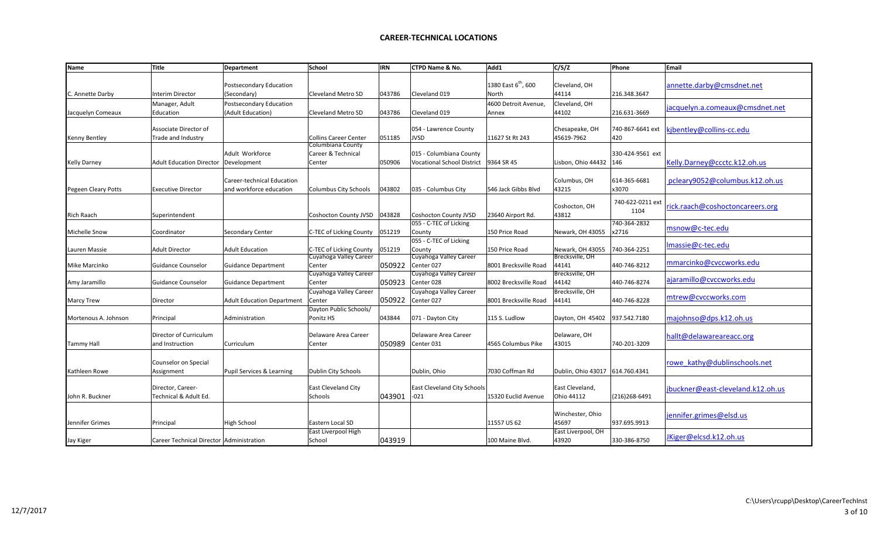# CAREER-TECHNICAL LOCATIONS

| Name | Title | Department | School | IRN | CTPD Name & No. | Add1 | C/S/Z | Phone | Email |
|---|---|---|---|---|---|---|---|---|---|
| C. Annette Darby | Interim Director | Postsecondary Education (Secondary) | Cleveland Metro SD | 043786 | Cleveland 019 | 1380 East 6$^{th}$, 600 North | Cleveland, OH 44114 | 216.348.3647 | annette.darby@cmsdnet.net |
| Jacquelyn Comeaux | Manager, Adult Education | Postsecondary Education (Adult Education) | Cleveland Metro SD | 043786 | Cleveland 019 | 4600 Detroit Avenue, Annex | Cleveland, OH 44102 | 216.631-3669 | jacquelyn.a.comeaux@cmsdnet.net |
| Kenny Bentley | Associate Director of Trade and Industry | | Collins Career Center | 051185 | 054 - Lawrence County JVSD | 11627 St Rt 243 | Chesapeake, OH 45619-7962 | 740-867-6641 ext 420 | kjbentley@collins-cc.edu |
| Kelly Darney | Adult Education Director | Adult Workforce Development | Columbiana County Career & Technical Center | 050906 | 015 - Columbiana County Vocational School District | 9364 SR 45 | Lisbon, Ohio 44432 | 330-424-9561 ext 146 | Kelly.Darney@ccctc.k12.oh.us |
| Pegeen Cleary Potts | Executive Director | Career-technical Education and workforce education | Columbus City Schools | 043802 | 035 - Columbus City | 546 Jack Gibbs Blvd | Columbus, OH 43215 | 614-365-6681 x3070 | pcleary9052@columbus.k12.oh.us |
| Rich Raach | Superintendent | | Coshocton County JVSD | 043828 | Coshocton County JVSD | 23640 Airport Rd. | Coshocton, OH 43812 | 740-622-0211 ext 1104 | rick.raach@coshoctoncareers.org |
| Michelle Snow | Coordinator | Secondary Center | C-TEC of Licking County | 051219 | 055 - C-TEC of Licking County | 150 Price Road | Newark, OH 43055 | 740-364-2832 x2716 | msnow@c-tec.edu |
| Lauren Massie | Adult Director | Adult Education | C-TEC of Licking County | 051219 | 055 - C-TEC of Licking County | 150 Price Road | Newark, OH 43055 | 740-364-2251 | lmassie@c-tec.edu |
| Mike Marcinko | Guidance Counselor | Guidance Department | Cuyahoga Valley Career Center | 050922 | Cuyahoga Valley Career Center 027 | 8001 Brecksville Road | Brecksville, OH 44141 | 440-746-8212 | mmarcinko@cvccworks.edu |
| Amy Jaramillo | Guidance Counselor | Guidance Department | Cuyahoga Valley Career Center | 050923 | Cuyahoga Valley Career Center 028 | 8002 Brecksville Road | Brecksville, OH 44142 | 440-746-8274 | ajaramillo@cvccworks.edu |
| Marcy Trew | Director | Adult Education Department | Cuyahoga Valley Career Center | 050922 | Cuyahoga Valley Career Center 027 | 8001 Brecksville Road | Brecksville, OH 44141 | 440-746-8228 | mtrew@cvccworks.com |
| Mortenous A. Johnson | Principal | Administration | Dayton Public Schools/ Ponitz HS | 043844 | 071 - Dayton City | 115 S. Ludlow | Dayton, OH 45402 | 937.542.7180 | majohnso@dps.k12.oh.us |
| Tammy Hall | Director of Curriculum and Instruction | Curriculum | Delaware Area Career Center | 050989 | Delaware Area Career Center 031 | 4565 Columbus Pike | Delaware, OH 43015 | 740-201-3209 | hallt@delawareareacc.org |
| Kathleen Rowe | Counselor on Special Assignment | Pupil Services & Learning | Dublin City Schools | | Dublin, Ohio | 7030 Coffman Rd | Dublin, Ohio 43017 | 614.760.4341 | rowe_kathy@dublinschools.net |
| John R. Buckner | Director, Career-Technical & Adult Ed. | | East Cleveland City Schools | 043901 | East Cleveland City Schools -021 | 15320 Euclid Avenue | East Cleveland, Ohio 44112 | (216)268-6491 | jbuckner@east-cleveland.k12.oh.us |
| Jennifer Grimes | Principal | High School | Eastern Local SD | | | 11557 US 62 | Winchester, Ohio 45697 | 937.695.9913 | jennifer.grimes@elsd.us |
| Jay Kiger | Career Technical Director | Administration | East Liverpool High School | 043919 | | 100 Maine Blvd. | East Liverpool, OH 43920 | 330-386-8750 | JKiger@elcsd.k12.oh.us |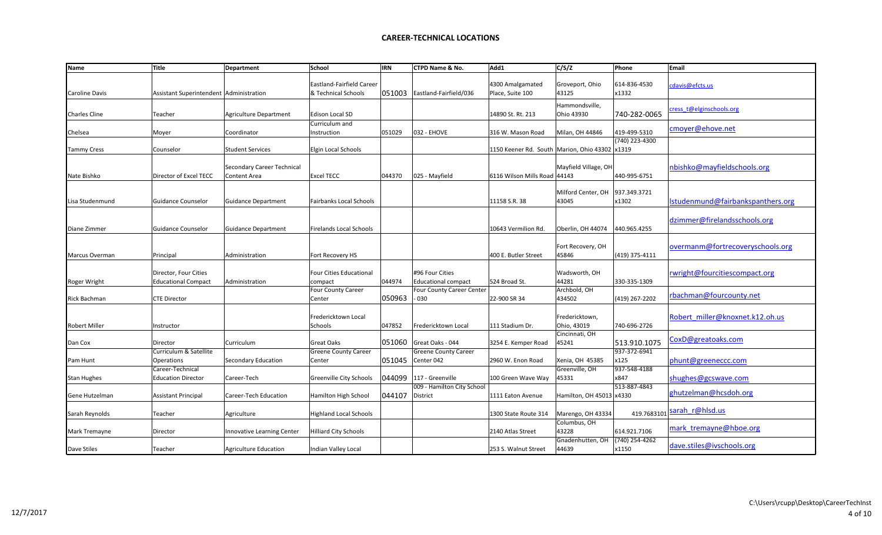## CAREER-TECHNICAL LOCATIONS

| Name | Title | Department | School | IRN | CTPD Name & No. | Add1 | C/S/Z | Phone | Email |
|---|---|---|---|---|---|---|---|---|---|
| Caroline Davis | Assistant Superintendent | Administration | Eastland-Fairfield Career & Technical Schools | 051003 | Eastland-Fairfield/036 | 4300 Amalgamated Place, Suite 100 | Groveport, Ohio 43125 | 614-836-4530 x1332 | cdavis@efcts.us |
| Charles Cline | Teacher | Agriculture Department | Edison Local SD | | | 14890 St. Rt. 213 | Hammondsville, Ohio 43930 | 740-282-0065 | cress_t@elginschools.org |
| Chelsea | Moyer | Coordinator | Curriculum and Instruction | 051029 | 032 - EHOVE | 316 W. Mason Road | Milan, OH 44846 | 419-499-5310 | cmoyer@ehove.net |
| Tammy Cress | Counselor | Student Services | Elgin Local Schools | | | 1150 Keener Rd. South | Marion, Ohio 43302 | (740) 223-4300 x1319 | |
| Nate Bishko | Director of Excel TECC | Secondary Career Technical Content Area | Excel TECC | 044370 | 025 - Mayfield | 6116 Wilson Mills Road | Mayfield Village, OH 44143 | 440-995-6751 | nbishko@mayfieldschools.org |
| Lisa Studenmund | Guidance Counselor | Guidance Department | Fairbanks Local Schools | | | 11158 S.R. 38 | Milford Center, OH 43045 | 937.349.3721 x1302 | lstudenmund@fairbankspanthers.org |
| Diane Zimmer | Guidance Counselor | Guidance Department | Firelands Local Schools | | | 10643 Vermilion Rd. | Oberlin, OH 44074 | 440.965.4255 | dzimmer@firelandsschools.org |
| Marcus Overman | Principal | Administration | Fort Recovery HS | | | 400 E. Butler Street | Fort Recovery, OH 45846 | (419) 375-4111 | overmanm@fortrecoveryschools.org |
| Roger Wright | Director, Four Cities Educational Compact | Administration | Four Cities Educational compact | 044974 | #96 Four Cities Educational compact | 524 Broad St. | Wadsworth, OH 44281 | 330-335-1309 | rwright@fourcitiescompact.org |
| Rick Bachman | CTE Director | | Four County Career Center | 050963 | Four County Career Center - 030 | 22-900 SR 34 | Archbold, OH 434502 | (419) 267-2202 | rbachman@fourcounty.net |
| Robert Miller | Instructor | | Fredericktown Local Schools | 047852 | Fredericktown Local | 111 Stadium Dr. | Fredericktown, Ohio, 43019 | 740-696-2726 | Robert_miller@knoxnet.k12.oh.us |
| Dan Cox | Director | Curriculum | Great Oaks | 051060 | Great Oaks - 044 | 3254 E. Kemper Road | Cincinnati, OH 45241 | 513.910.1075 | CoxD@greatoaks.com |
| Pam Hunt | Curriculum & Satellite Operations | Secondary Education | Greene County Career Center | 051045 | Greene County Career Center 042 | 2960 W. Enon Road | Xenia, OH 45385 | 937-372-6941 x125 | phunt@greeneccc.com |
| Stan Hughes | Career-Technical Education Director | Career-Tech | Greenville City Schools | 044099 | 117 - Greenville | 100 Green Wave Way | Greenville, OH 45331 | 937-548-4188 x847 | shughes@gcswave.com |
| Gene Hutzelman | Assistant Principal | Career-Tech Education | Hamilton High School | 044107 | 009 - Hamilton City School District | 1111 Eaton Avenue | Hamilton, OH 45013 | 513-887-4843 x4330 | ghutzelman@hcsdoh.org |
| Sarah Reynolds | Teacher | Agriculture | Highland Local Schools | | | 1300 State Route 314 | Marengo, OH 43334 | 419.7683101 | sarah_r@hlsd.us |
| Mark Tremayne | Director | Innovative Learning Center | Hilliard City Schools | | | 2140 Atlas Street | Columbus, OH 43228 | 614.921.7106 | mark_tremayne@hboe.org |
| Dave Stiles | Teacher | Agriculture Education | Indian Valley Local | | | 253 S. Walnut Street | Gnadenhutten, OH 44639 | (740) 254-4262 x1150 | dave.stiles@ivschools.org |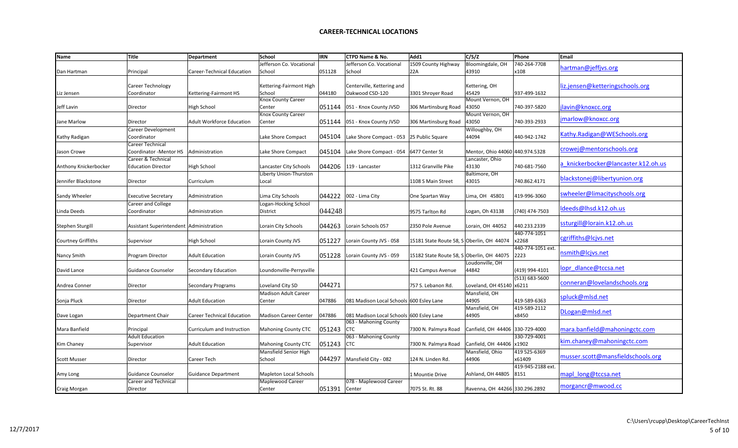# CAREER-TECHNICAL LOCATIONS

| Name | Title | Department | School | IRN | CTPD Name & No. | Add1 | C/S/Z | Phone | Email |
|---|---|---|---|---|---|---|---|---|---|
| Dan Hartman | Principal | Career-Technical Education | Jefferson Co. Vocational School | 051128 | Jefferson Co. Vocational School | 1509 County Highway 22A | Bloomingdale, OH 43910 | 740-264-7708 x108 | hartman@jeffjvs.org |
| Liz Jensen | Career Technology Coordinator | Kettering-Fairmont HS | Kettering-Fairmont High School | 044180 | Centerville, Kettering and Oakwood CSD-120 | 3301 Shroyer Road | Kettering, OH 45429 | 937-499-1632 | liz.jensen@ketteringschools.org |
| Jeff Lavin | Director | High School | Knox County Career Center | 051144 | 051 - Knox County JVSD | 306 Martinsburg Road | Mount Vernon, OH 43050 | 740-397-5820 | jlavin@knoxcc.org |
| Jane Marlow | Director | Adult Workforce Education | Knox County Career Center | 051144 | 051 - Knox County JVSD | 306 Martinsburg Road | Mount Vernon, OH 43050 | 740-393-2933 | jmarlow@knoxcc.org |
| Kathy Radigan | Career Development Coordinator | | Lake Shore Compact | 045104 | Lake Shore Compact - 053 | 25 Public Square | Willoughby, OH 44094 | 440-942-1742 | Kathy.Radigan@WESchools.org |
| Jason Crowe | Career Technical Coordinator -Mentor HS | Administration | Lake Shore Compact | 045104 | Lake Shore Compact - 054 | 6477 Center St | Mentor, Ohio 44060 | 440.974.5328 | crowej@mentorschools.org |
| Anthony Knickerbocker | Career & Technical Education Director | High School | Lancaster City Schools | 044206 | 119 - Lancaster | 1312 Granville Pike | Lancaster, Ohio 43130 | 740-681-7560 | a_knickerbocker@lancaster.k12.oh.us |
| Jennifer Blackstone | Director | Curriculum | Liberty Union-Thurston Local | | | 1108 S Main Street | Baltimore, OH 43015 | 740.862.4171 | blackstonej@libertyunion.org |
| Sandy Wheeler | Executive Secretary | Administration | Lima City Schools | 044222 | 002 - Lima City | One Spartan Way | Lima, OH 45801 | 419-996-3060 | swheeler@limacityschools.org |
| Linda Deeds | Career and College Coordinator | Administration | Logan-Hocking School District | 044248 | | 9575 Tarlton Rd | Logan, Oh 43138 | (740) 474-7503 | ldeeds@lhsd.k12.oh.us |
| Stephen Sturgill | Assistant Superintendent | Administration | Lorain City Schools | 044263 | Lorain Schools 057 | 2350 Pole Avenue | Lorain, OH 44052 | 440.233.2339 | ssturgill@lorain.k12.oh.us |
| Courtney Griffiths | Supervisor | High School | Lorain County JVS | 051227 | Lorain County JVS - 058 | 15181 State Route 58, S | Oberlin, OH 44074 | 440-774-1051 x2268 | cgriffiths@lcjvs.net |
| Nancy Smith | Program Director | Adult Education | Lorain County JVS | 051228 | Lorain County JVS - 059 | 15182 State Route 58, S | Oberlin, OH 44075 | 440-774-1051 ext. 2223 | nsmith@lcjvs.net |
| David Lance | Guidance Counselor | Secondary Education | Loundonville-Perrysville | | | 421 Campus Avenue | Loudonville, OH 44842 | (419) 994-4101 | lopr_dlance@tccsa.net |
| Andrea Conner | Director | Secondary Programs | Loveland City SD | 044271 | | 757 S. Lebanon Rd. | Loveland, OH 45140 | (513) 683-5600 x6211 | conneran@lovelandschools.org |
| Sonja Pluck | Director | Adult Education | Madison Adult Career Center | 047886 | 081 Madison Local Schools | 600 Esley Lane | Mansfield, OH 44905 | 419-589-6363 | spluck@mlsd.net |
| Dave Logan | Department Chair | Career Technical Education | Madison Career Center | 047886 | 081 Madison Local Schools | 600 Esley Lane | Mansfield, OH 44905 | 419-589-2112 x8450 | DLogan@mlsd.net |
| Mara Banfield | Principal | Curriculum and Instruction | Mahoning County CTC | 051243 | 063 - Mahoning County CTC | 7300 N. Palmyra Road | Canfield, OH 44406 | 330-729-4000 | mara.banfield@mahoningctc.com |
| Kim Chaney | Adult Education Supervisor | Adult Education | Mahoning County CTC | 051243 | 063 - Mahoning County CTC | 7300 N. Palmyra Road | Canfield, OH 44406 | 330-729-4001 x1902 | kim.chaney@mahoningctc.com |
| Scott Musser | Director | Career Tech | Mansfield Senior High School | 044297 | Mansfield City - 082 | 124 N. Linden Rd. | Mansfield, Ohio 44906 | 419 525-6369 x61409 | musser.scott@mansfieldschools.org |
| Amy Long | Guidance Counselor | Guidance Department | Mapleton Local Schools | | | 1 Mountie Drive | Ashland, OH 44805 | 419-945-2188 ext. 8151 | mapl_long@tccsa.net |
| Craig Morgan | Career and Technical Director | | Maplewood Career Center | 051391 | 078 - Maplewood Career Center | 7075 St. Rt. 88 | Ravenna, OH 44266 | 330.296.2892 | morgancr@mwood.cc |

12/7/2017

C:\Users\rcupp\Desktop\CareerTechInst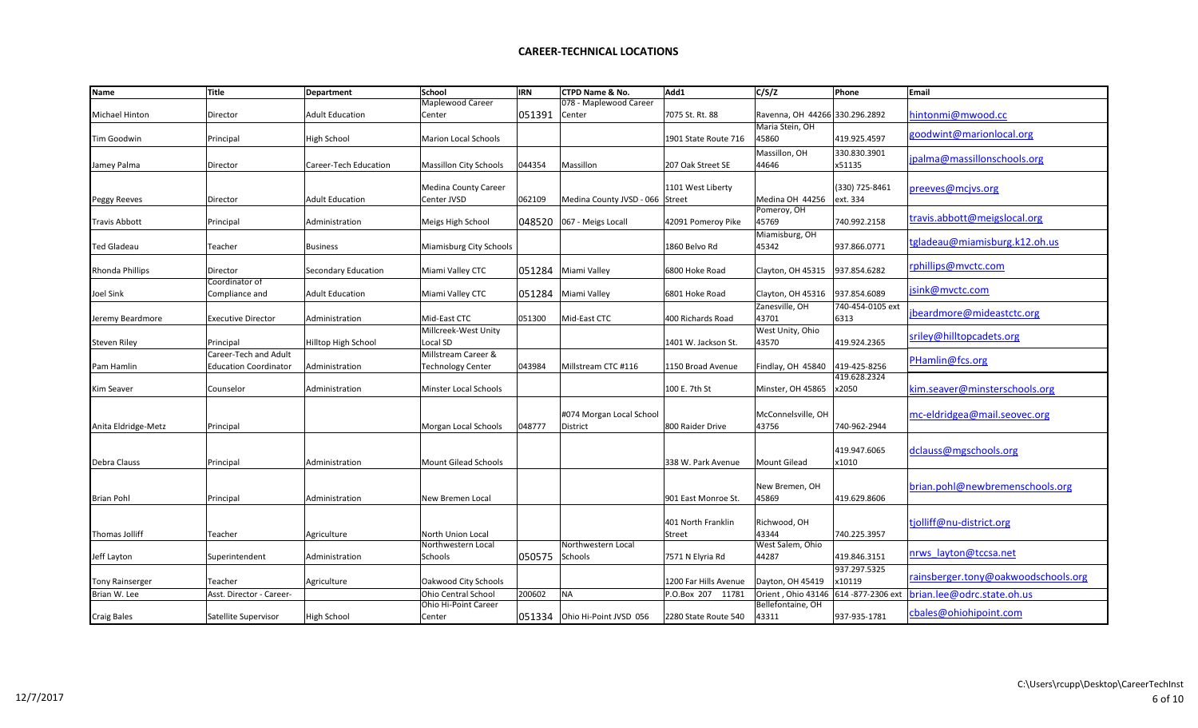# CAREER-TECHNICAL LOCATIONS

| Name | Title | Department | School | IRN | CTPD Name & No. | Add1 | C/S/Z | Phone | Email |
|---|---|---|---|---|---|---|---|---|---|
| Michael Hinton | Director | Adult Education | Maplewood Career Center | 051391 | 078 - Maplewood Career Center | 7075 St. Rt. 88 | Ravenna, OH 44266 | 330.296.2892 | hintonmi@mwood.cc |
| Tim Goodwin | Principal | High School | Marion Local Schools | | | 1901 State Route 716 | Maria Stein, OH 45860 | 419.925.4597 | goodwint@marionlocal.org |
| Jamey Palma | Director | Career-Tech Education | Massillon City Schools | 044354 | Massillon | 207 Oak Street SE | Massillon, OH 44646 | 330.830.3901 x51135 | jpalma@massillonschools.org |
| Peggy Reeves | Director | Adult Education | Medina County Career Center JVSD | 062109 | Medina County JVSD - 066 | 1101 West Liberty Street | Medina OH 44256 | (330) 725-8461 ext. 334 | preeves@mcjvs.org |
| Travis Abbott | Principal | Administration | Meigs High School | 048520 | 067 - Meigs Locall | 42091 Pomeroy Pike | Pomeroy, OH 45769 | 740.992.2158 | travis.abbott@meigslocal.org |
| Ted Gladeau | Teacher | Business | Miamisburg City Schools | | | 1860 Belvo Rd | Miamisburg, OH 45342 | 937.866.0771 | tgladeau@miamisburg.k12.oh.us |
| Rhonda Phillips | Director | Secondary Education | Miami Valley CTC | 051284 | Miami Valley | 6800 Hoke Road | Clayton, OH 45315 | 937.854.6282 | rphillips@mvctc.com |
| Joel Sink | Coordinator of Compliance and | Adult Education | Miami Valley CTC | 051284 | Miami Valley | 6801 Hoke Road | Clayton, OH 45316 | 937.854.6089 | jsink@mvctc.com |
| Jeremy Beardmore | Executive Director | Administration | Mid-East CTC | 051300 | Mid-East CTC | 400 Richards Road | Zanesville, OH 43701 | 740-454-0105 ext 6313 | jbeardmore@mideastctc.org |
| Steven Riley | Principal | Hilltop High School | Millcreek-West Unity Local SD | | | 1401 W. Jackson St. | West Unity, Ohio 43570 | 419.924.2365 | sriley@hilltopcadets.org |
| Pam Hamlin | Career-Tech and Adult Education Coordinator | Administration | Millstream Career & Technology Center | 043984 | Millstream CTC #116 | 1150 Broad Avenue | Findlay, OH 45840 | 419-425-8256 | PHamlin@fcs.org |
| Kim Seaver | Counselor | Administration | Minster Local Schools | | | 100 E. 7th St | Minster, OH 45865 | 419.628.2324 x2050 | kim.seaver@minsterschools.org |
| Anita Eldridge-Metz | Principal | | Morgan Local Schools | 048777 | #074 Morgan Local School District | 800 Raider Drive | McConnelsville, OH 43756 | 740-962-2944 | mc-eldridgea@mail.seovec.org |
| Debra Clauss | Principal | Administration | Mount Gilead Schools | | | 338 W. Park Avenue | Mount Gilead | 419.947.6065 x1010 | dclauss@mgschools.org |
| Brian Pohl | Principal | Administration | New Bremen Local | | | 901 East Monroe St. | New Bremen, OH 45869 | 419.629.8606 | brian.pohl@newbremenschools.org |
| Thomas Jolliff | Teacher | Agriculture | North Union Local | | | 401 North Franklin Street | Richwood, OH 43344 | 740.225.3957 | tjolliff@nu-district.org |
| Jeff Layton | Superintendent | Administration | Northwestern Local Schools | 050575 | Northwestern Local Schools | 7571 N Elyria Rd | West Salem, Ohio 44287 | 419.846.3151 | nrws_layton@tccsa.net |
| Tony Rainserger | Teacher | Agriculture | Oakwood City Schools | | | 1200 Far Hills Avenue | Dayton, OH 45419 | 937.297.5325 x10119 | rainsberger.tony@oakwoodschools.org |
| Brian W. Lee | Asst. Director - Career- | | Ohio Central School | 200602 | NA | P.O.Box 207 11781 | Orient , Ohio 43146 | 614 -877-2306 ext | brian.lee@odrc.state.oh.us |
| Craig Bales | Satellite Supervisor | High School | Ohio Hi-Point Career Center | 051334 | Ohio Hi-Point JVSD 056 | 2280 State Route 540 | Bellefontaine, OH 43311 | 937-935-1781 | cbales@ohiohipoint.com |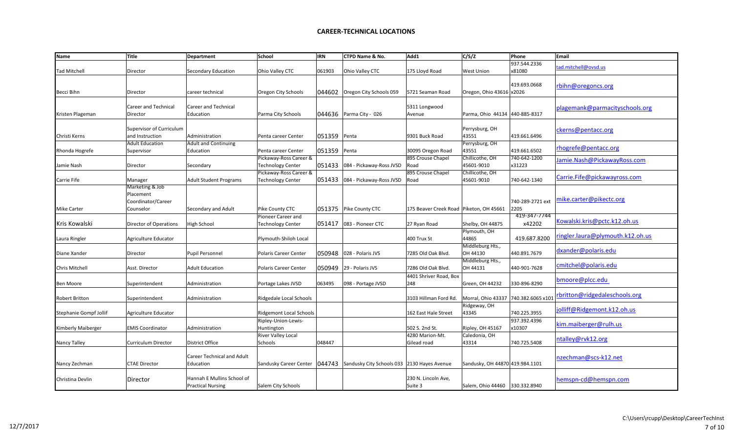# CAREER-TECHNICAL LOCATIONS

| Name | Title | Department | School | IRN | CTPD Name & No. | Add1 | C/S/Z | Phone | Email |
|---|---|---|---|---|---|---|---|---|---|
| Tad Mitchell | Director | Secondary Education | Ohio Valley CTC | 061903 | Ohio Valley CTC | 175 Lloyd Road | West Union | 937.544.2336 x81080 | tad.mitchell@ovsd.us |
| Becci Bihn | Director | career technical | Oregon City Schools | 044602 | Oregon City Schools 059 | 5721 Seaman Road | Oregon, Ohio 43616 | 419.693.0668 x2026 | rbihn@oregoncs.org |
| Kristen Plageman | Career and Technical Director | Career and Technical Education | Parma City Schools | 044636 | Parma City - 026 | 5311 Longwood Avenue | Parma, Ohio 44134 | 440-885-8317 | plagemank@parmacityschools.org |
| Christi Kerns | Supervisor of Curriculum and Instruction | Administration | Penta career Center | 051359 | Penta | 9301 Buck Road | Perrysburg, OH 43551 | 419.661.6496 | ckerns@pentacc.org |
| Rhonda Hogrefe | Adult Education Supervisor | Adult and Continuing Education | Penta career Center | 051359 | Penta | 30095 Oregon Road | Perrysburg, OH 43551 | 419.661.6502 | rhogrefe@pentacc.org |
| Jamie Nash | Director | Secondary | Pickaway-Ross Career & Technology Center | 051433 | 084 - Pickaway-Ross JVSD | 895 Crouse Chapel Road | Chillicothe, OH 45601-9010 | 740-642-1200 x31223 | Jamie.Nash@PickawayRoss.com |
| Carrie Fife | Manager | Adult Student Programs | Pickaway-Ross Career & Technology Center | 051433 | 084 - Pickaway-Ross JVSD | 895 Crouse Chapel Road | Chillicothe, OH 45601-9010 | 740-642-1340 | Carrie.Fife@pickawayross.com |
| Mike Carter | Marketing & Job Placement Coordinator/Career Counselor | Secondary and Adult | Pike County CTC | 051375 | Pike County CTC | 175 Beaver Creek Road | Piketon, OH 45661 | 740-289-2721 ext 2205 | mike.carter@pikectc.org |
| Kris Kowalski | Director of Operations | High School | Pioneer Career and Technology Center | 051417 | 083 - Pioneer CTC | 27 Ryan Road | Shelby, OH 44875 | 419-347-7744 x42202 | Kowalski.kris@pctc.k12.oh.us |
| Laura Ringler | Agriculture Educator | | Plymouth-Shiloh Local | | | 400 Trux St | Plymouth, OH 44865 | 419.687.8200 | ringler.laura@plymouth.k12.oh.us |
| Diane Xander | Director | Pupil Personnel | Polaris Career Center | 050948 | 028 - Polaris JVS | 7285 Old Oak Blvd. | Middleburg Hts., OH 44130 | 440.891.7679 | dxander@polaris.edu |
| Chris Mitchell | Asst. Director | Adult Education | Polaris Career Center | 050949 | 29 - Polaris JVS | 7286 Old Oak Blvd. | Middleburg Hts., OH 44131 | 440-901-7628 | cmitchel@polaris.edu |
| Ben Moore | Superintendent | Administration | Portage Lakes JVSD | 063495 | 098 - Portage JVSD | 4401 Shriver Road, Box 248 | Green, OH 44232 | 330-896-8290 | bmoore@plcc.edu |
| Robert Britton | Superintendent | Administration | Ridgedale Local Schools | | | 3103 Hillman Ford Rd. | Morral, Ohio 43337 | 740.382.6065 x101 | rbritton@ridgedaleschools.org |
| Stephanie Gompf Jollif | Agriculture Educator | | Ridgemont Local Schools | | | 162 East Hale Street | Ridgeway, OH 43345 | 740.225.3955 | jolliff@Ridgemont.k12.oh.us |
| Kimberly Maiberger | EMIS Coordinator | Administration | Ripley-Union-Lewis-Huntington | | | 502 S. 2nd St. | Ripley, OH 45167 | 937.392.4396 x10307 | kim.maiberger@rulh.us |
| Nancy Talley | Curriculum Director | District Office | River Valley Local Schools | 048447 | | 4280 Marion-Mt. Gilead road | Caledonia, OH 43314 | 740.725.5408 | ntalley@rvk12.org |
| Nancy Zechman | CTAE Director | Career Technical and Adult Education | Sandusky Career Center | 044743 | Sandusky City Schools 033 | 2130 Hayes Avenue | Sandusky, OH 44870 | 419.984.1101 | nzechman@scs-k12.net |
| Christina Devlin | Director | Hannah E Mullins School of Practical Nursing | Salem City Schools | | | 230 N. Lincoln Ave, Suite 3 | Salem, Ohio 44460 | 330.332.8940 | hemspn-cd@hemspn.com |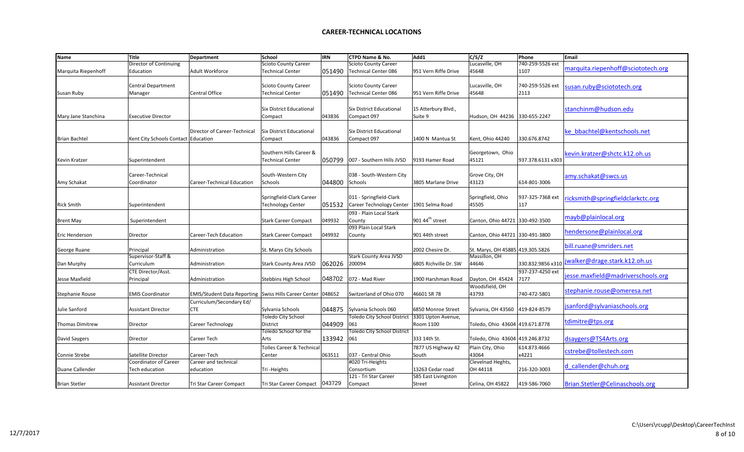# CAREER-TECHNICAL LOCATIONS

| Name | Title | Department | School | IRN | CTPD Name & No. | Add1 | C/S/Z | Phone | Email |
|---|---|---|---|---|---|---|---|---|---|
| Marquita Riepenhoff | Director of Continuing Education | Adult Workforce | Scioto County Career Technical Center | 051490 | Scioto County Career Technical Center 086 | 951 Vern Riffe Drive | Lucasville, OH 45648 | 740-259-5526 ext 1107 | marquita.riepenhoff@sciototech.org |
| Susan Ruby | Central Department Manager | Central Office | Scioto County Career Technical Center | 051490 | Scioto County Career Technical Center 086 | 951 Vern Riffe Drive | Lucasville, OH 45648 | 740-259-5526 ext 2113 | susan.ruby@sciototech.org |
| Mary Jane Stanchina | Executive Director | | Six District Educational Compact | 043836 | Six District Educational Compact 097 | 15 Atterbury Blvd., Suite 9 | Hudson, OH 44236 | 330-655-2247 | stanchinm@hudson.edu |
| Brian Bachtel | Kent City Schools Contact | Director of Career-Technical Education | Six District Educational Compact | 043836 | Six District Educational Compact 097 | 1400 N Mantua St | Kent, Ohio 44240 | 330.676.8742 | ke_bbachtel@kentschools.net |
| Kevin Kratzer | Superintendent | | Southern Hills Career & Technical Center | 050799 | 007 - Southern Hills JVSD | 9193 Hamer Road | Georgetown, Ohio 45121 | 937.378.6131 x303 | kevin.kratzer@shctc.k12.oh.us |
| Amy Schakat | Career-Technical Coordinator | Career-Technical Education | South-Western City Schools | 044800 | 038 - South-Western City Schools | 3805 Marlane Drive | Grove City, OH 43123 | 614-801-3006 | amy.schakat@swcs.us |
| Rick Smith | Superintendent | | Springfield-Clark Career Technology Center | 051532 | 011 - Springfield-Clark Career Technology Center | 1901 Selma Road | Springfield, Ohio 45505 | 937-325-7368 ext 117 | ricksmith@springfieldclarkctc.org |
| Brent May | Superintendent | | Stark Career Compact | 049932 | 093 - Plain Local Stark County | 901 44th street | Canton, Ohio 44721 | 330-492-3500 | mayb@plainlocal.org |
| Eric Henderson | Director | Career-Tech Education | Stark Career Compact | 049932 | 093 Plain Local Stark County | 901 44th street | Canton, Ohio 44721 | 330-491-3800 | hendersone@plainlocal.org |
| George Ruane | Principal | Administration | St. Marys City Schools | | | 2002 Chesire Dr. | St. Marys, OH 45885 | 419.305.5826 | bill.ruane@smriders.net |
| Dan Murphy | Supervisor-Staff & Curriculum | Administration | Stark County Area JVSD | 062026 | Stark County Area JVSD 200094 | 6805 Richville Dr. SW | Massillon, OH 44646 | 330.832.9856 x310 | jwalker@drage.stark.k12.oh.us |
| Jesse Maxfield | CTE Director/Asst. Principal | Administration | Stebbins High School | 048702 | 072 - Mad River | 1900 Harshman Road | Dayton, OH 45424 | 937-237-4250 ext 7177 | jesse.maxfield@madriverschools.org |
| Stephanie Rouse | EMIS Coordinator | EMIS/Student Data Reporting | Swiss Hills Career Center | 048652 | Switzerland of Ohio 070 | 46601 SR 78 | Woodsfield, OH 43793 | 740-472-5801 | stephanie.rouse@omeresa.net |
| Julie Sanford | Assistant Director | Curriculum/Secondary Ed/ CTE | Sylvania Schools | 044875 | Sylvania Schools 060 | 6850 Monroe Street | Sylvania, OH 43560 | 419-824-8579 | jsanford@sylvaniaschools.org |
| Thomas Dimitrew | Director | Career Technology | Toledo City School District | 044909 | Toledo City School District 061 | 3301 Upton Avenue, Room 1100 | Toledo, Ohio 43604 | 419.671.8778 | tdimitre@tps.org |
| David Saygers | Director | Career Tech | Toledo School for the Arts | 133942 | Toledo City School District 061 | 333 14th St. | Toledo, Ohio 43604 | 419.246.8732 | dsaygers@TS4Arts.org |
| Connie Strebe | Satellite Director | Career-Tech | Tolles Career & Technical Center | 063511 | 037 - Central Ohio | 7877 US Highway 42 South | Plain City, Ohio 43064 | 614.873.4666 x4221 | cstrebe@tollestech.com |
| Duane Callender | Coordinator of Career Tech education | Career and technical education | Tri -Heights | | #020 Tri-Heights Consortium | 13263 Cedar road | Clevelnad Heghts, OH 44118 | 216-320-3003 | d_callender@chuh.org |
| Brian Stetler | Assistant Director | Tri Star Career Compact | Tri Star Career Compact | 043729 | 121 - Tri Star Career Compact | 585 East Livingston Street | Celina, OH 45822 | 419-586-7060 | Brian.Stetler@Celinaschools.org |

12/7/2017

C:\Users\rcupp\Desktop\CareerTechInst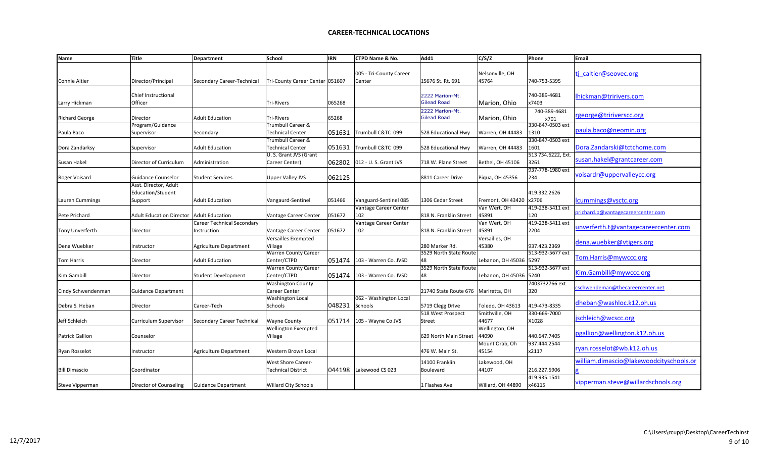## CAREER-TECHNICAL LOCATIONS

| Name | Title | Department | School | IRN | CTPD Name & No. | Add1 | C/S/Z | Phone | Email |
|---|---|---|---|---|---|---|---|---|---|
| Connie Altier | Director/Principal | Secondary Career-Technical | Tri-County Career Center | 051607 | 005 - Tri-County Career Center | 15676 St. Rt. 691 | Nelsonville, OH 45764 | 740-753-5395 | tj_caltier@seovec.org |
| Larry Hickman | Chief Instructional Officer | | Tri-Rivers | 065268 | | 2222 Marion-Mt. Gilead Road | Marion, Ohio | 740-389-4681 x7403 | lhickman@tririvers.com |
| Richard George | Director | Adult Education | Tri-Rivers | 65268 | | 2222 Marion-Mt. Gilead Road | Marion, Ohio | 740-389-4681 x701 | rgeorge@tririverscc.org |
| Paula Baco | Program/Guidance Supervisor | Secondary | Trumbull Career & Technical Center | 051631 | Trumbull C&TC 099 | 528 Educational Hwy | Warren, OH 44483 | 330-847-0503 ext 1310 | paula.baco@neomin.org |
| Dora Zandarksy | Supervisor | Adult Education | Trumbull Career & Technical Center | 051631 | Trumbull C&TC 099 | 528 Educational Hwy | Warren, OH 44483 | 330-847-0503 ext 1601 | Dora.Zandarski@tctchome.com |
| Susan Hakel | Director of Curriculum | Administration | U. S. Grant JVS (Grant Career Center) | 062802 | 012 - U. S. Grant JVS | 718 W. Plane Street | Bethel, OH 45106 | 513 734.6222, Ext. 3261 | susan.hakel@grantcareer.com |
| Roger Voisard | Guidance Counselor | Student Services | Upper Valley JVS | 062125 | | 8811 Career Drive | Piqua, OH 45356 | 937-778-1980 ext 234 | voisardr@uppervalleycc.org |
| Lauren Cummings | Asst. Director, Adult Education/Student Support | Adult Education | Vangaurd-Sentinel | 051466 | Vanguard-Sentinel 085 | 1306 Cedar Street | Fremont, OH 43420 | 419.332.2626 x2706 | lcummings@vsctc.org |
| Pete Prichard | Adult Education Director | Adult Education | Vantage Career Center | 051672 | Vantage Career Center 102 | 818 N. Franklin Street | Van Wert, OH 45891 | 419-238-5411 ext 120 | prichard.p@vantagecareercenter.com |
| Tony Unverferth | Director | Career Technical Secondary Instruction | Vantage Career Center | 051672 | Vantage Career Center 102 | 818 N. Franklin Street | Van Wert, OH 45891 | 419-238-5411 ext 2204 | unverferth.t@vantagecareercenter.com |
| Dena Wuebker | Instructor | Agriculture Department | Versailles Exempted Village | | | 280 Marker Rd. | Versailles, OH 45380 | 937.423.2369 | dena.wuebker@vtigers.org |
| Tom Harris | Director | Adult Education | Warren County Career Center/CTPD | 051474 | 103 - Warren Co. JVSD | 3529 North State Route 48 | Lebanon, OH 45036 | 513-932-5677 ext 5297 | Tom.Harris@mywccc.org |
| Kim Gambill | Director | Student Development | Warren County Career Center/CTPD | 051474 | 103 - Warren Co. JVSD | 3529 North State Route 48 | Lebanon, OH 45036 | 513-932-5677 ext 5240 | Kim.Gambill@mywccc.org |
| Cindy Schwendenman | Guidance Department | | Washington County Career Center | | | 21740 State Route 676 | Marietta, OH | 7403732766 ext 320 | cschwendeman@thecareercenter.net |
| Debra S. Heban | Director | Career-Tech | Washington Local Schools | 048231 | 062 - Washington Local Schools | 5719 Clegg Drive | Toledo, OH 43613 | 419-473-8335 | dheban@washloc.k12.oh.us |
| Jeff Schleich | Curriculum Supervisor | Secondary Career Technical | Wayne County | 051714 | 105 - Wayne Co JVS | 518 West Prospect Street | Smithville, OH 44677 | 330-669-7000 X1028 | jschleich@wcscc.org |
| Patrick Gallion | Counselor | | Wellington Exempted Village | | | 629 North Main Street | Wellington, OH 44090 | 440.647.7405 | pgallion@wellington.k12.oh.us |
| Ryan Rosselot | Instructor | Agriculture Department | Western Brown Local | | | 476 W. Main St. | Mount Orab, Oh 45154 | 937.444.2544 x2117 | ryan.rosselot@wb.k12.oh.us |
| Bill Dimascio | Coordinator | | West Shore Career-Technical District | 044198 | Lakewood CS 023 | 14100 Franklin Boulevard | Lakewood, OH 44107 | 216.227.5906 | william.dimascio@lakewoodcityschools.org |
| Steve Vipperman | Director of Counseling | Guidance Department | Willard City Schools | | | 1 Flashes Ave | Willard, OH 44890 | 419.935.1541 x46115 | vipperman.steve@willardschools.org |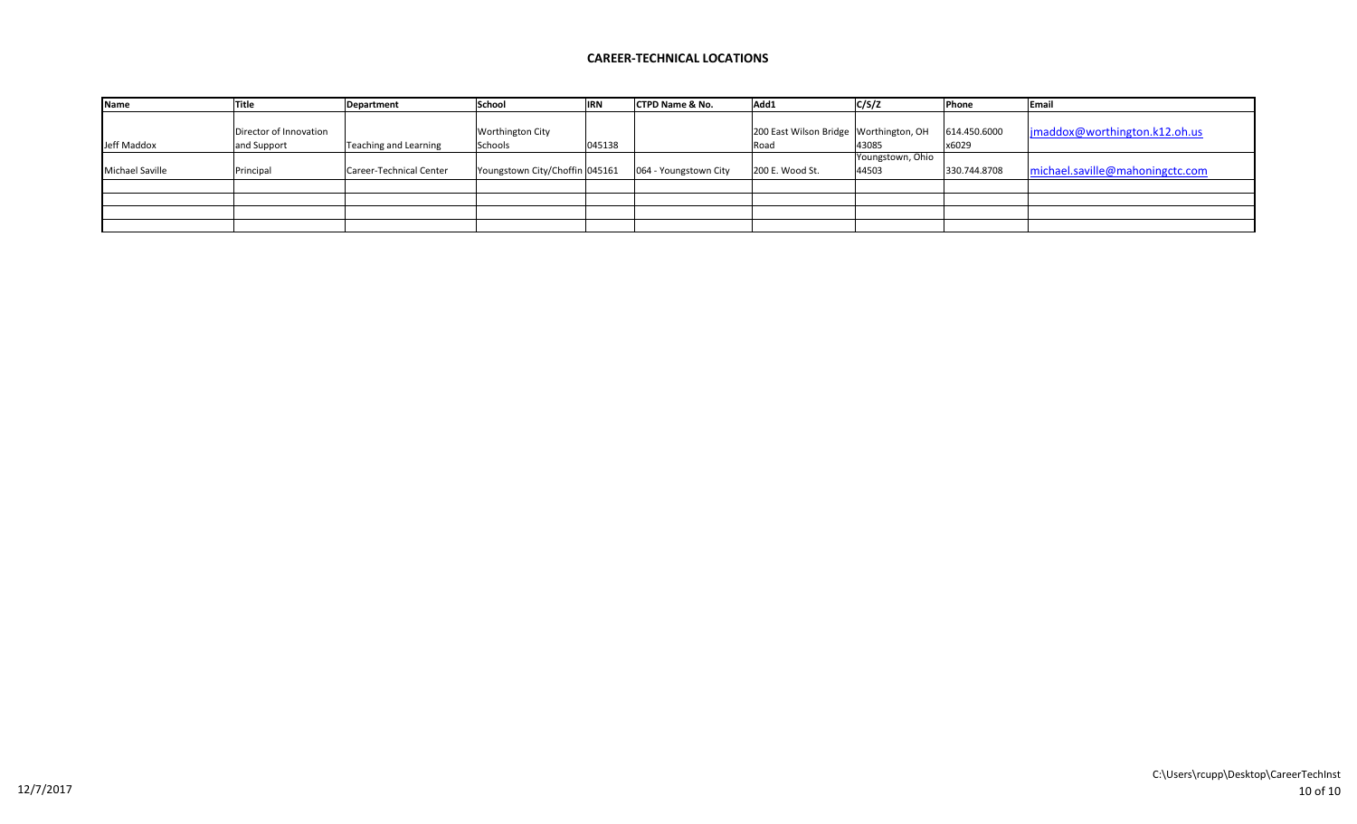## CAREER-TECHNICAL LOCATIONS

| Name | Title | Department | School | IRN | CTPD Name & No. | Add1 | C/S/Z | Phone | Email |
|---|---|---|---|---|---|---|---|---|---|
| Jeff Maddox | Director of Innovation and Support | Teaching and Learning | Worthington City Schools | 045138 | | 200 East Wilson Bridge Road | Worthington, OH 43085 | 614.450.6000 x6029 | jmaddox@worthington.k12.oh.us |
| Michael Saville | Principal | Career-Technical Center | Youngstown City/Choffin | 045161 | 064 - Youngstown City | 200 E. Wood St. | Youngstown, Ohio 44503 | 330.744.8708 | michael.saville@mahoningctc.com |
| | | | | | | | | | |
| | | | | | | | | | |
| | | | | | | | | | |
| | | | | | | | | | |

12/7/2017

C:\Users\rcupp\Desktop\CareerTechInst